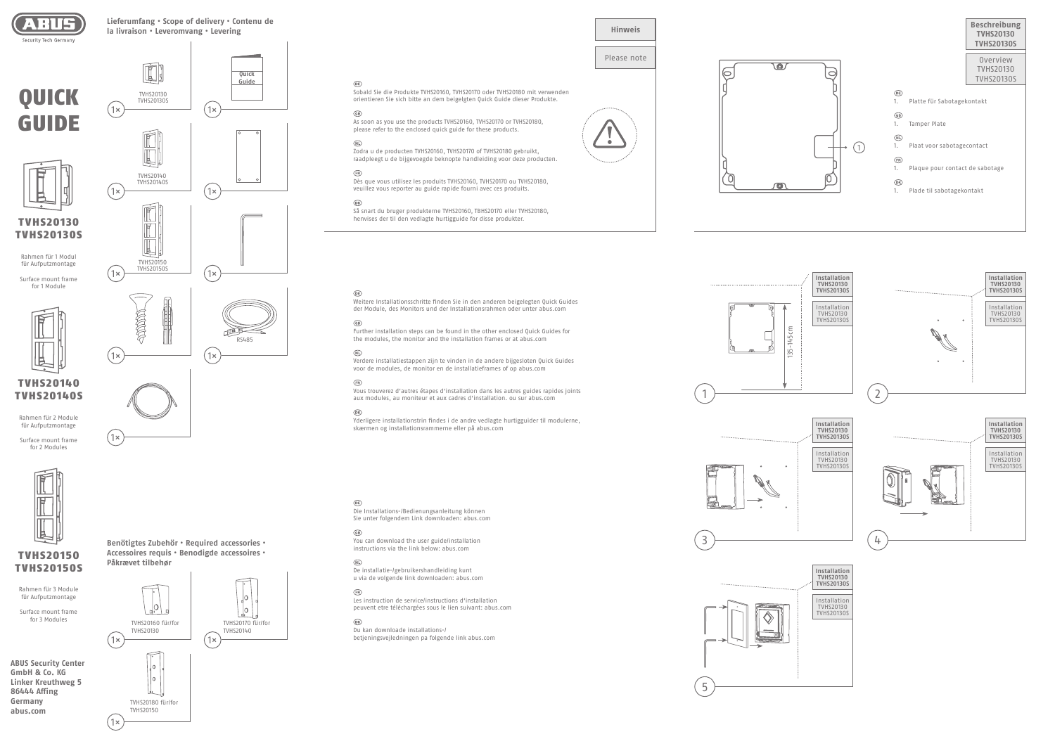ABUS

Security Tech Germany

# QUICK GUIDE

## TVHS20130 TVHS20130S

Rahmen für 1 Modul für Aufputzmontage

Surface mount frame for 1 Module

## TVHS20140 TVHS20140S

Rahmen für 2 Module für Aufputzmontage

Surface mount frame for 2 Modules

## TVHS20150 TVHS20150S

Rahmen für 3 Module für Aufputzmontage

Surface mount frame for 3 Modules

**ABUS Security Center GmbH & Co. KG**
**Linker Kreuthweg 5**
**86444 Affing**
**Germany**
**abus.com**

## Lieferumfang • Scope of delivery • Contenu de la livraison • Leveromvang • Levering

- 1× TVHS20130 TVHS20130S
- 1× Quick Guide
- 1× TVHS20140 TVHS20140S
- 1×
- 1× TVHS20150 TVHS20150S
- 1×
- 1×
- 1× RS485
- 1×

## Benötigtes Zubehör • Required accessories • Accessoires requis • Benodigde accessoires • Påkrævet tilbehør

- 1× TVHS20160 für/for TVHS20130
- 1× TVHS20170 für/for TVHS20140
- 1× TVHS20180 für/for TVHS20150

## Hinweis

## Please note

(DE) Sobald Sie die Produkte TVHS20160, TVHS20170 oder TVHS20180 mit verwenden orientieren Sie sich bitte an dem beigelegten Quick Guide dieser Produkte.

(GB) As soon as you use the products TVHS20160, TVHS20170 or TVHS20180, please refer to the enclosed quick guide for these products.

(NL) Zodra u de producten TVHS20160, TVHS20170 of TVHS20180 gebruikt, raadpleegt u de bijgevoegde beknopte handleiding voor deze producten.

(FR) Dès que vous utilisez les produits TVHS20160, TVHS20170 ou TVHS20180, veuillez vous reporter au guide rapide fourni avec ces produits.

(DK) Så snart du bruger produkterne TVHS20160, TBHS20170 eller TVHS20180, henvises der til den vedlagte hurtigguide for disse produkter.

(DE) Weitere Installationsschritte finden Sie in den anderen beigelegten Quick Guides der Module, des Monitors und der Installationsrahmen oder unter abus.com

(GB) Further installation steps can be found in the other enclosed Quick Guides for the modules, the monitor and the installation frames or at abus.com

(NL) Verdere installatiestappen zijn te vinden in de andere bijgesloten Quick Guides voor de modules, de monitor en de installatieframes of op abus.com

(FR) Vous trouverez d'autres étapes d'installation dans les autres guides rapides joints aux modules, au moniteur et aux cadres d'installation. ou sur abus.com

(DK) Yderligere installationstrin findes i de andre vedlagte hurtigguider til modulerne, skærmen og installationsrammerne eller på abus.com

(DE) Die Installations-/Bedienungsanleitung können Sie unter folgendem Link downloaden: abus.com

(GB) You can download the user guide/installation instructions via the link below: abus.com

(NL) De installatie-/gebruikershandleiding kunt u via de volgende link downloaden: abus.com

(FR) Les instruction de service/instructions d'installation peuvent etre téléchargées sous le lien suivant: abus.com

(DK) Du kan downloade installations-/ betjeningsvejledningen pa folgende link abus.com

## Beschreibung TVHS20130 TVHS20130S

## Overview TVHS20130 TVHS20130S

(DE) 1. Platte für Sabotagekontakt

(GB) 1. Tamper Plate

(NL) 1. Plaat voor sabotagecontact

(FR) 1. Plaque pour contact de sabotage

(DK) 1. Plade til sabotagekontakt

## Installation TVHS20130 TVHS20130S

1. 135–145 cm

2.

3.

4.

5.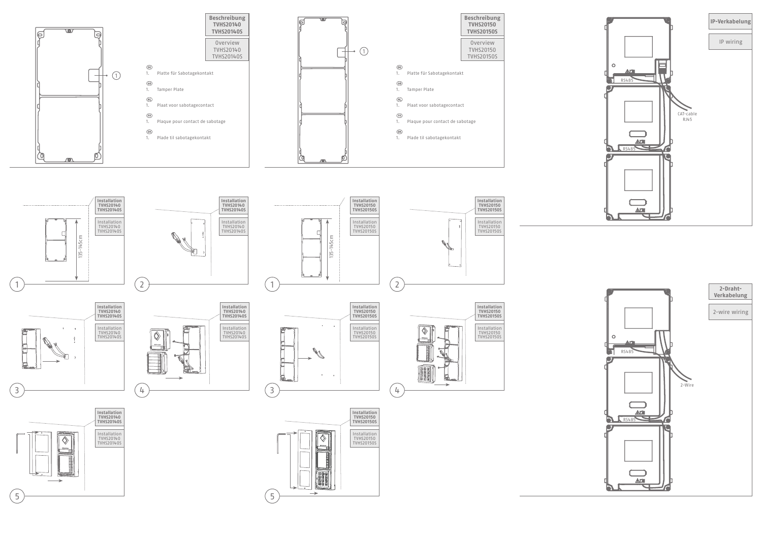## Beschreibung TVHS20140 TVHS20140S

## Overview TVHS20140 TVHS20140S

①

DE
1. Platte für Sabotagekontakt

GB
1. Tamper Plate

NL
1. Plaat voor sabotagecontact

FR
1. Plaque pour contact de sabotage

DK
1. Plade til sabotagekontakt

## Beschreibung TVHS20150 TVHS20150S

## Overview TVHS20150 TVHS20150S

①

DK
1. Platte für Sabotagekontakt

GB
1. Tamper Plate

NL
1. Plaat voor sabotagecontact

FR
1. Plaque pour contact de sabotage

DK
1. Plade til sabotagekontakt

## IP-Verkabelung

IP wiring

RS485

RS485

CAT-cable RJ45

## Installation TVHS20140 TVHS20140S

Installation TVHS20140 TVHS20140S

1

135-145cm

2

3

4

5

## Installation TVHS20150 TVHS20150S

Installation TVHS20150 TVHS20150S

1

135-145cm

2

3

4

5

## 2-Draht-Verkabelung

2-wire wiring

RS485

RS485

2-Wire